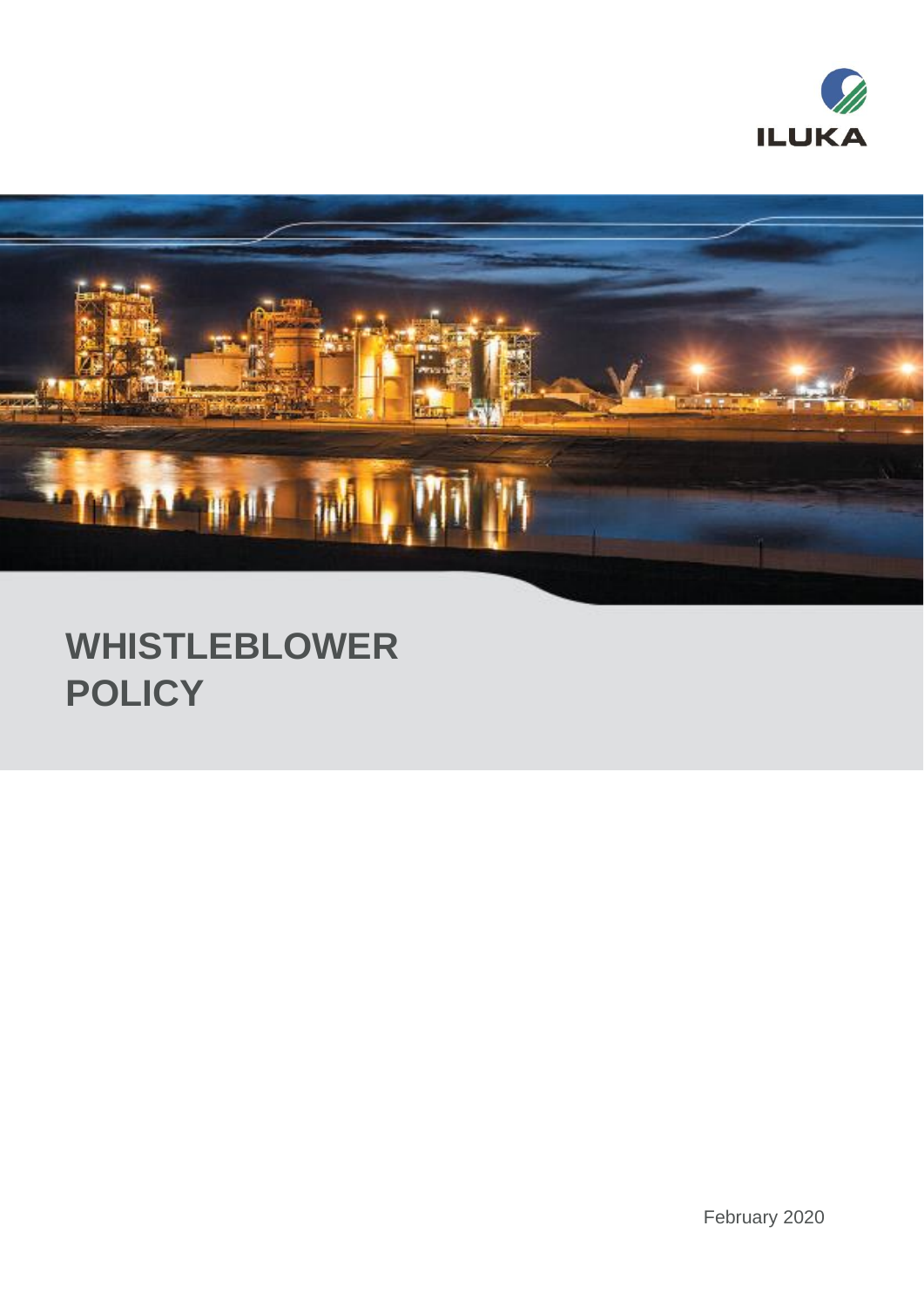ILUKA

# WHISTLEBLOWER POLICY

February 2020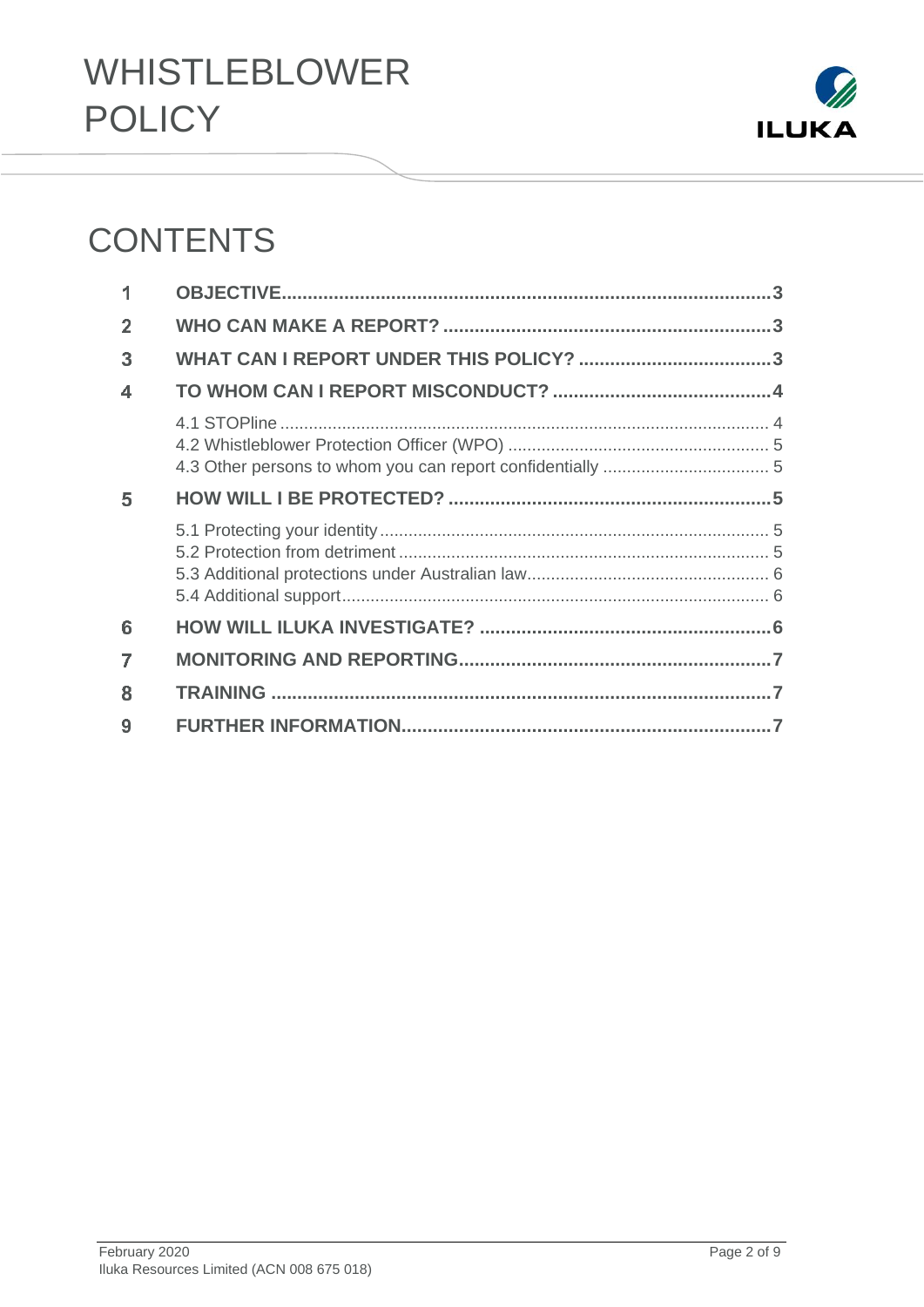# WHISTLEBLOWER POLICY

## CONTENTS

| | | |
|---|---|---|
| 1 | **OBJECTIVE** | **3** |
| 2 | **WHO CAN MAKE A REPORT?** | **3** |
| 3 | **WHAT CAN I REPORT UNDER THIS POLICY?** | **3** |
| 4 | **TO WHOM CAN I REPORT MISCONDUCT?** | **4** |
| | 4.1 STOPline | 4 |
| | 4.2 Whistleblower Protection Officer (WPO) | 5 |
| | 4.3 Other persons to whom you can report confidentially | 5 |
| 5 | **HOW WILL I BE PROTECTED?** | **5** |
| | 5.1 Protecting your identity | 5 |
| | 5.2 Protection from detriment | 5 |
| | 5.3 Additional protections under Australian law | 6 |
| | 5.4 Additional support | 6 |
| 6 | **HOW WILL ILUKA INVESTIGATE?** | **6** |
| 7 | **MONITORING AND REPORTING** | **7** |
| 8 | **TRAINING** | **7** |
| 9 | **FURTHER INFORMATION** | **7** |

February 2020
Iluka Resources Limited (ACN 008 675 018)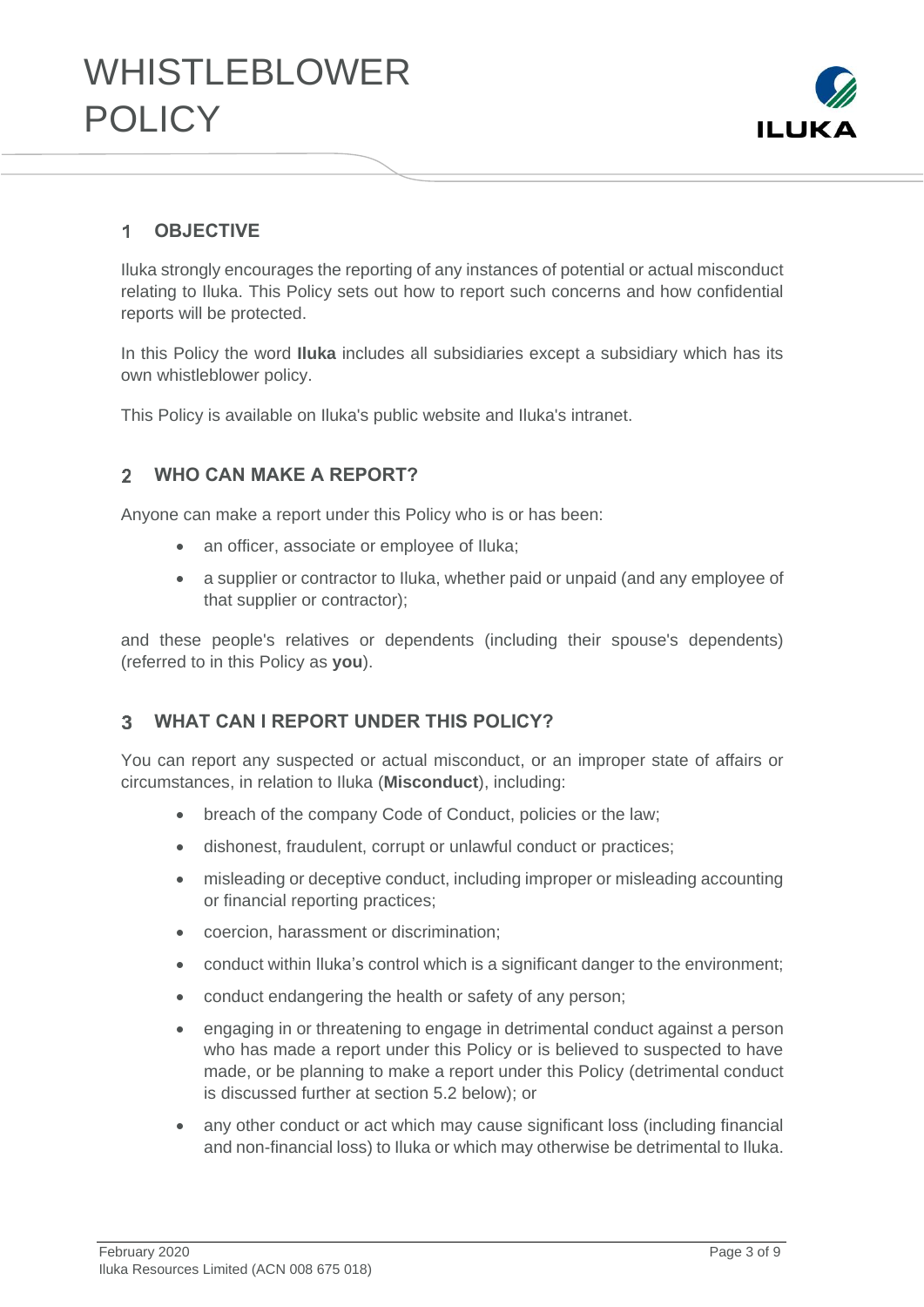# WHISTLEBLOWER POLICY

## 1 OBJECTIVE

Iluka strongly encourages the reporting of any instances of potential or actual misconduct relating to Iluka. This Policy sets out how to report such concerns and how confidential reports will be protected.

In this Policy the word **Iluka** includes all subsidiaries except a subsidiary which has its own whistleblower policy.

This Policy is available on Iluka's public website and Iluka's intranet.

## 2 WHO CAN MAKE A REPORT?

Anyone can make a report under this Policy who is or has been:

- an officer, associate or employee of Iluka;
- a supplier or contractor to Iluka, whether paid or unpaid (and any employee of that supplier or contractor);

and these people's relatives or dependents (including their spouse's dependents) (referred to in this Policy as **you**).

## 3 WHAT CAN I REPORT UNDER THIS POLICY?

You can report any suspected or actual misconduct, or an improper state of affairs or circumstances, in relation to Iluka (**Misconduct**), including:

- breach of the company Code of Conduct, policies or the law;
- dishonest, fraudulent, corrupt or unlawful conduct or practices;
- misleading or deceptive conduct, including improper or misleading accounting or financial reporting practices;
- coercion, harassment or discrimination;
- conduct within Iluka's control which is a significant danger to the environment;
- conduct endangering the health or safety of any person;
- engaging in or threatening to engage in detrimental conduct against a person who has made a report under this Policy or is believed to suspected to have made, or be planning to make a report under this Policy (detrimental conduct is discussed further at section 5.2 below); or
- any other conduct or act which may cause significant loss (including financial and non-financial loss) to Iluka or which may otherwise be detrimental to Iluka.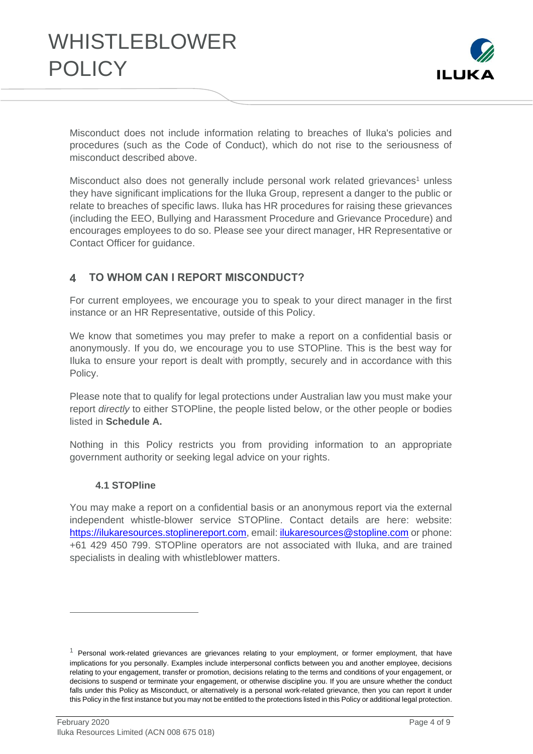Misconduct does not include information relating to breaches of Iluka's policies and procedures (such as the Code of Conduct), which do not rise to the seriousness of misconduct described above.

Misconduct also does not generally include personal work related grievances[1] unless they have significant implications for the Iluka Group, represent a danger to the public or relate to breaches of specific laws. Iluka has HR procedures for raising these grievances (including the EEO, Bullying and Harassment Procedure and Grievance Procedure) and encourages employees to do so. Please see your direct manager, HR Representative or Contact Officer for guidance.

## 4 TO WHOM CAN I REPORT MISCONDUCT?

For current employees, we encourage you to speak to your direct manager in the first instance or an HR Representative, outside of this Policy.

We know that sometimes you may prefer to make a report on a confidential basis or anonymously. If you do, we encourage you to use STOPline. This is the best way for Iluka to ensure your report is dealt with promptly, securely and in accordance with this Policy.

Please note that to qualify for legal protections under Australian law you must make your report *directly* to either STOPline, the people listed below, or the other people or bodies listed in **Schedule A.**

Nothing in this Policy restricts you from providing information to an appropriate government authority or seeking legal advice on your rights.

### 4.1 STOPline

You may make a report on a confidential basis or an anonymous report via the external independent whistle-blower service STOPline. Contact details are here: website: https://ilukaresources.stoplinereport.com, email: ilukaresources@stopline.com or phone: +61 429 450 799. STOPline operators are not associated with Iluka, and are trained specialists in dealing with whistleblower matters.

---

[1] Personal work-related grievances are grievances relating to your employment, or former employment, that have implications for you personally. Examples include interpersonal conflicts between you and another employee, decisions relating to your engagement, transfer or promotion, decisions relating to the terms and conditions of your engagement, or decisions to suspend or terminate your engagement, or otherwise discipline you. If you are unsure whether the conduct falls under this Policy as Misconduct, or alternatively is a personal work-related grievance, then you can report it under this Policy in the first instance but you may not be entitled to the protections listed in this Policy or additional legal protection.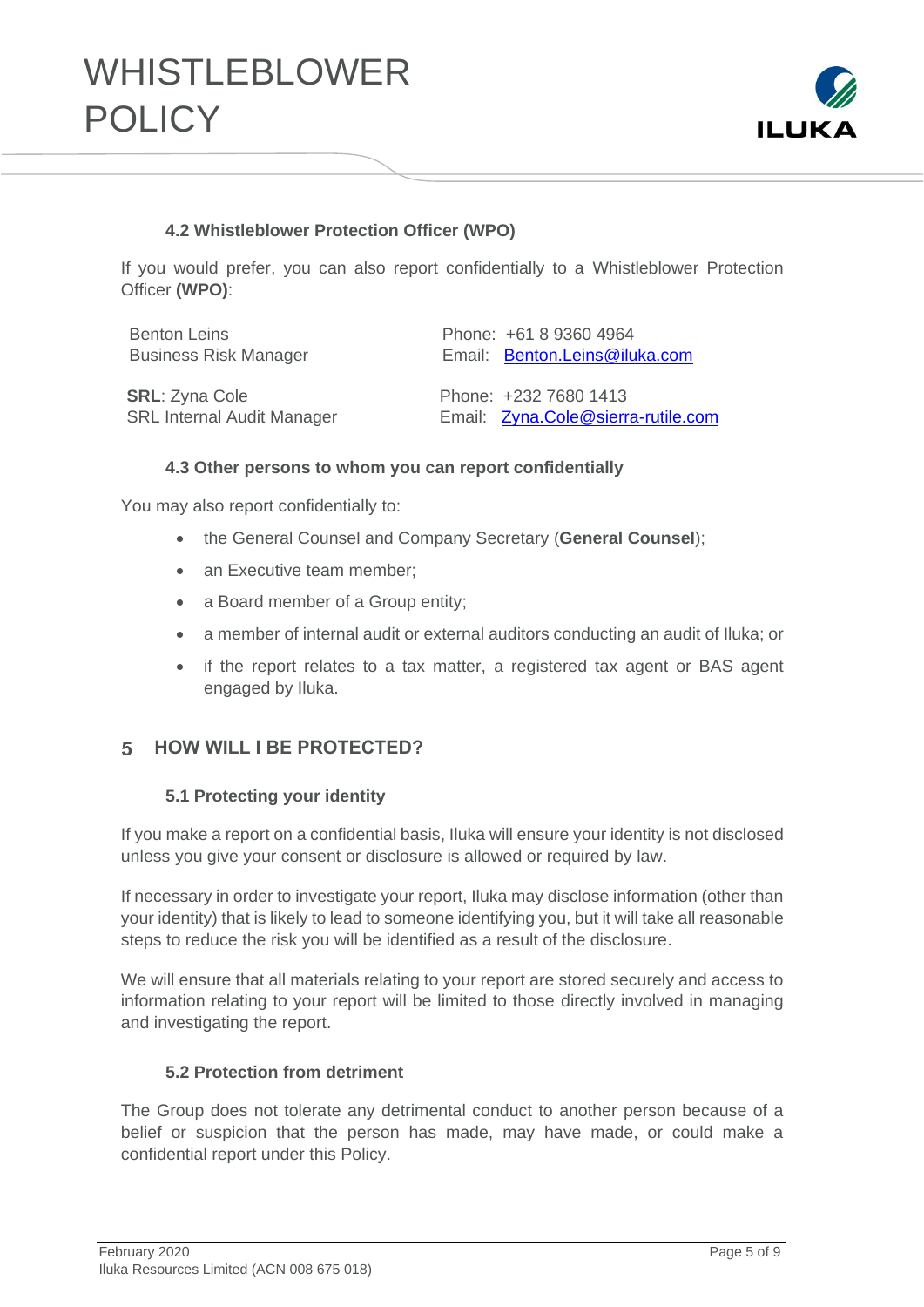### 4.2 Whistleblower Protection Officer (WPO)

If you would prefer, you can also report confidentially to a Whistleblower Protection Officer **(WPO)**:

| | |
|---|---|
| Benton Leins<br>Business Risk Manager | Phone: +61 8 9360 4964<br>Email: Benton.Leins@iluka.com |
| **SRL**: Zyna Cole<br>SRL Internal Audit Manager | Phone: +232 7680 1413<br>Email: Zyna.Cole@sierra-rutile.com |

### 4.3 Other persons to whom you can report confidentially

You may also report confidentially to:

- the General Counsel and Company Secretary (**General Counsel**);
- an Executive team member;
- a Board member of a Group entity;
- a member of internal audit or external auditors conducting an audit of Iluka; or
- if the report relates to a tax matter, a registered tax agent or BAS agent engaged by Iluka.

## 5 HOW WILL I BE PROTECTED?

### 5.1 Protecting your identity

If you make a report on a confidential basis, Iluka will ensure your identity is not disclosed unless you give your consent or disclosure is allowed or required by law.

If necessary in order to investigate your report, Iluka may disclose information (other than your identity) that is likely to lead to someone identifying you, but it will take all reasonable steps to reduce the risk you will be identified as a result of the disclosure.

We will ensure that all materials relating to your report are stored securely and access to information relating to your report will be limited to those directly involved in managing and investigating the report.

### 5.2 Protection from detriment

The Group does not tolerate any detrimental conduct to another person because of a belief or suspicion that the person has made, may have made, or could make a confidential report under this Policy.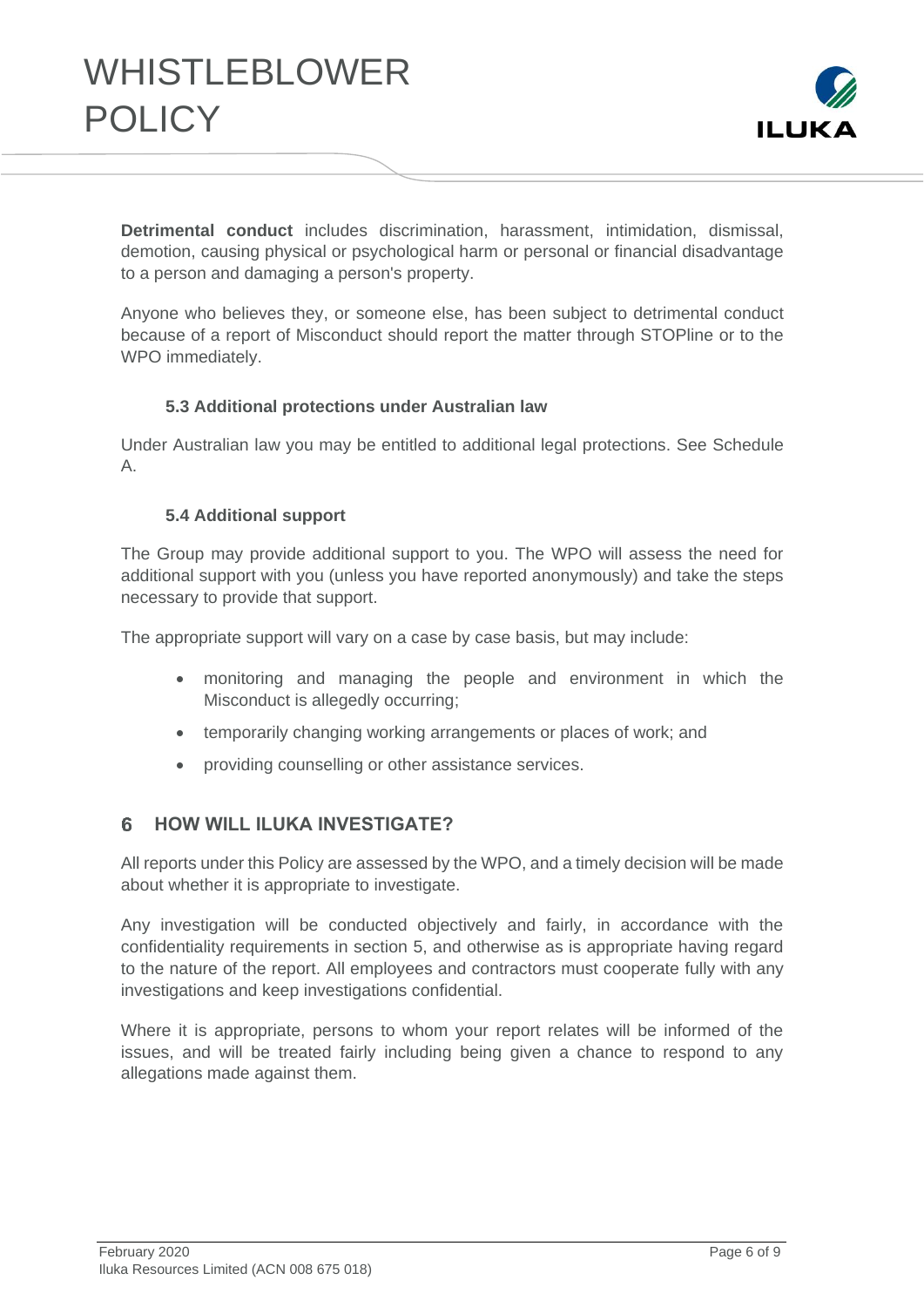**Detrimental conduct** includes discrimination, harassment, intimidation, dismissal, demotion, causing physical or psychological harm or personal or financial disadvantage to a person and damaging a person's property.

Anyone who believes they, or someone else, has been subject to detrimental conduct because of a report of Misconduct should report the matter through STOPline or to the WPO immediately.

### 5.3 Additional protections under Australian law

Under Australian law you may be entitled to additional legal protections. See Schedule A.

### 5.4 Additional support

The Group may provide additional support to you. The WPO will assess the need for additional support with you (unless you have reported anonymously) and take the steps necessary to provide that support.

The appropriate support will vary on a case by case basis, but may include:

- monitoring and managing the people and environment in which the Misconduct is allegedly occurring;
- temporarily changing working arrangements or places of work; and
- providing counselling or other assistance services.

## 6 HOW WILL ILUKA INVESTIGATE?

All reports under this Policy are assessed by the WPO, and a timely decision will be made about whether it is appropriate to investigate.

Any investigation will be conducted objectively and fairly, in accordance with the confidentiality requirements in section 5, and otherwise as is appropriate having regard to the nature of the report. All employees and contractors must cooperate fully with any investigations and keep investigations confidential.

Where it is appropriate, persons to whom your report relates will be informed of the issues, and will be treated fairly including being given a chance to respond to any allegations made against them.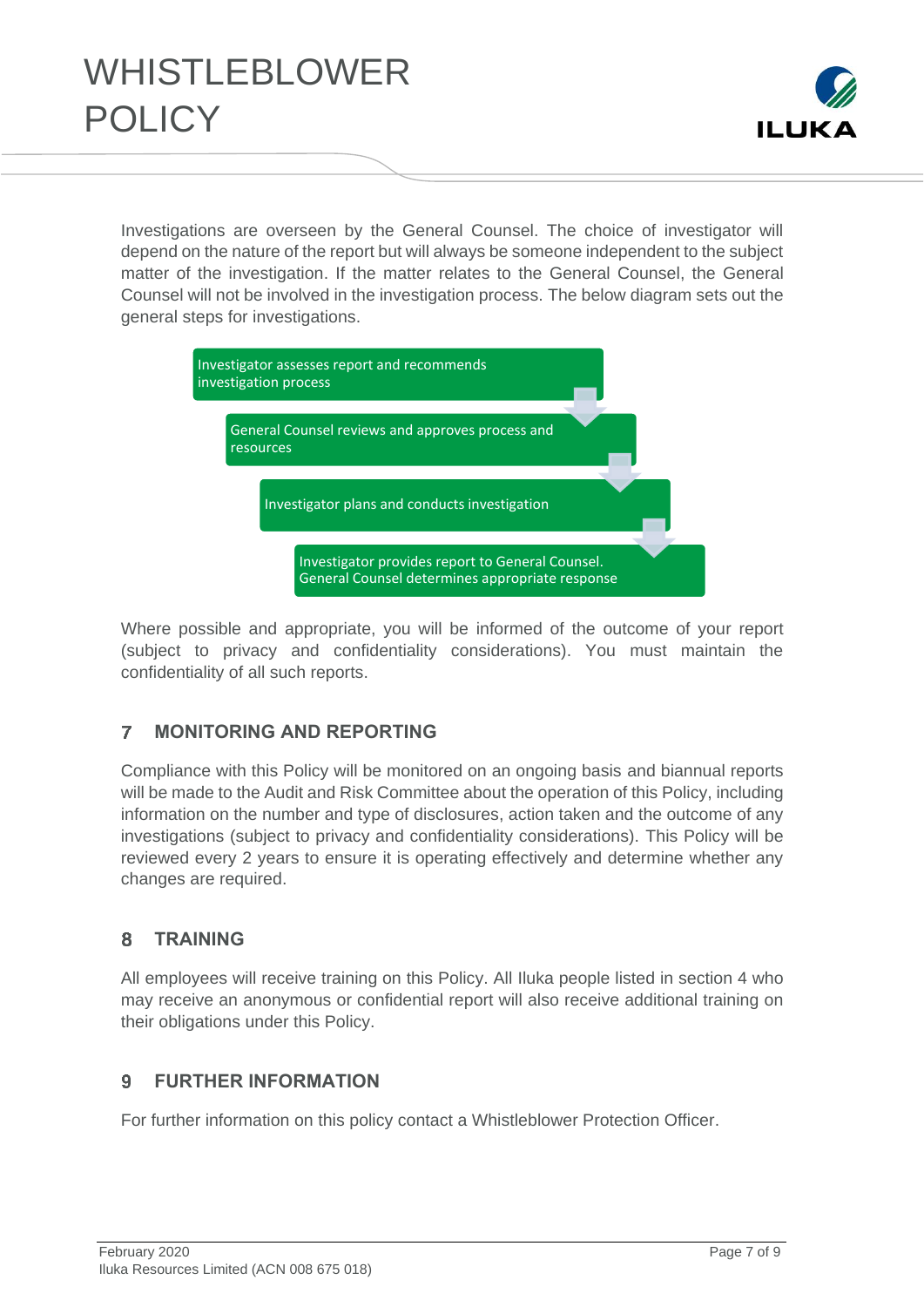Investigations are overseen by the General Counsel. The choice of investigator will depend on the nature of the report but will always be someone independent to the subject matter of the investigation. If the matter relates to the General Counsel, the General Counsel will not be involved in the investigation process. The below diagram sets out the general steps for investigations.

1. Investigator assesses report and recommends investigation process
2. General Counsel reviews and approves process and resources
3. Investigator plans and conducts investigation
4. Investigator provides report to General Counsel. General Counsel determines appropriate response

Where possible and appropriate, you will be informed of the outcome of your report (subject to privacy and confidentiality considerations). You must maintain the confidentiality of all such reports.

## 7 MONITORING AND REPORTING

Compliance with this Policy will be monitored on an ongoing basis and biannual reports will be made to the Audit and Risk Committee about the operation of this Policy, including information on the number and type of disclosures, action taken and the outcome of any investigations (subject to privacy and confidentiality considerations). This Policy will be reviewed every 2 years to ensure it is operating effectively and determine whether any changes are required.

## 8 TRAINING

All employees will receive training on this Policy. All Iluka people listed in section 4 who may receive an anonymous or confidential report will also receive additional training on their obligations under this Policy.

## 9 FURTHER INFORMATION

For further information on this policy contact a Whistleblower Protection Officer.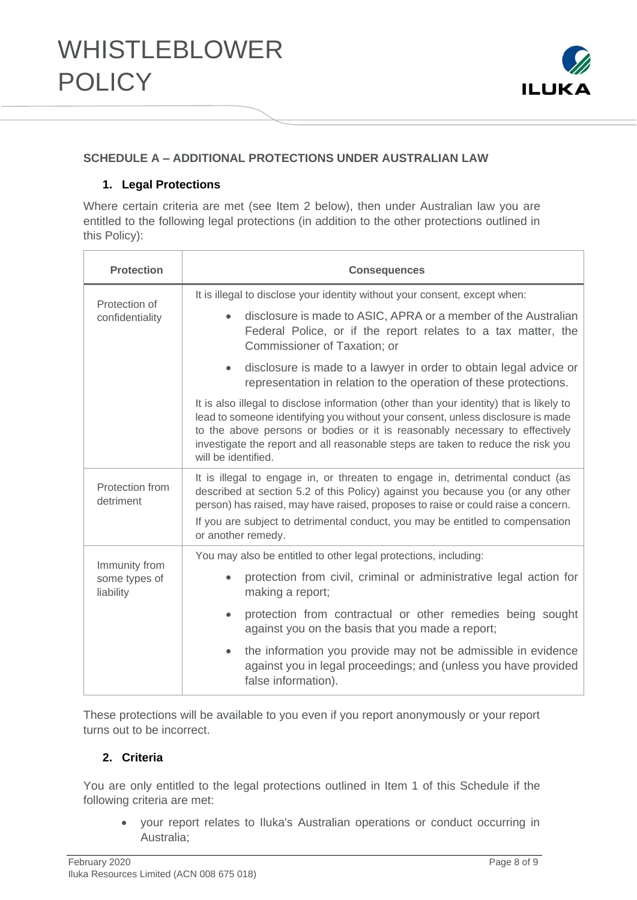## SCHEDULE A – ADDITIONAL PROTECTIONS UNDER AUSTRALIAN LAW

### 1. Legal Protections

Where certain criteria are met (see Item 2 below), then under Australian law you are entitled to the following legal protections (in addition to the other protections outlined in this Policy):

| Protection | Consequences |
|---|---|
| Protection of confidentiality | It is illegal to disclose your identity without your consent, except when: <br> • disclosure is made to ASIC, APRA or a member of the Australian Federal Police, or if the report relates to a tax matter, the Commissioner of Taxation; or <br> • disclosure is made to a lawyer in order to obtain legal advice or representation in relation to the operation of these protections. <br> It is also illegal to disclose information (other than your identity) that is likely to lead to someone identifying you without your consent, unless disclosure is made to the above persons or bodies or it is reasonably necessary to effectively investigate the report and all reasonable steps are taken to reduce the risk you will be identified. |
| Protection from detriment | It is illegal to engage in, or threaten to engage in, detrimental conduct (as described at section 5.2 of this Policy) against you because you (or any other person) has raised, may have raised, proposes to raise or could raise a concern. <br> If you are subject to detrimental conduct, you may be entitled to compensation or another remedy. |
| Immunity from some types of liability | You may also be entitled to other legal protections, including: <br> • protection from civil, criminal or administrative legal action for making a report; <br> • protection from contractual or other remedies being sought against you on the basis that you made a report; <br> • the information you provide may not be admissible in evidence against you in legal proceedings; and (unless you have provided false information). |

These protections will be available to you even if you report anonymously or your report turns out to be incorrect.

### 2. Criteria

You are only entitled to the legal protections outlined in Item 1 of this Schedule if the following criteria are met:

- your report relates to Iluka's Australian operations or conduct occurring in Australia;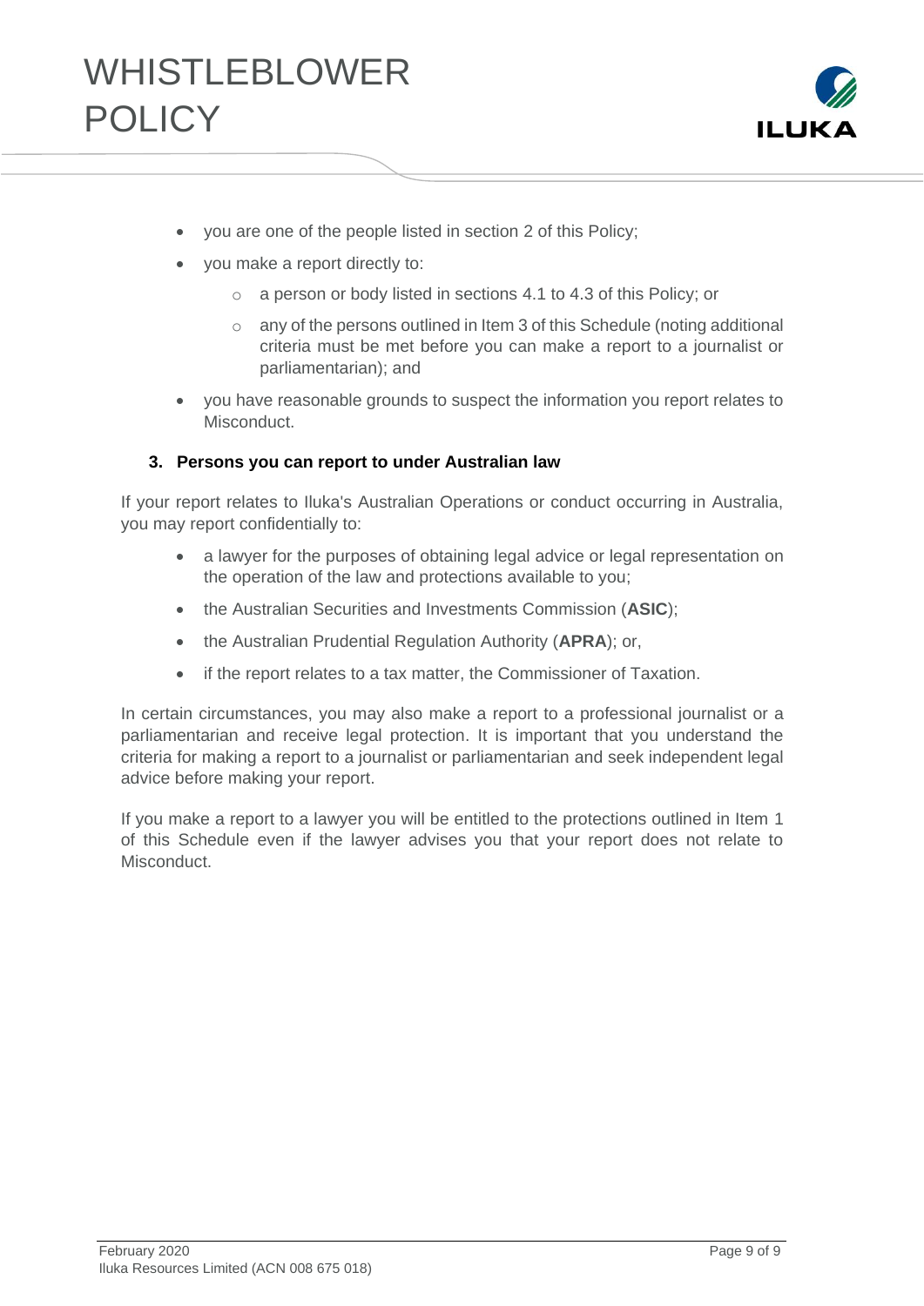- you are one of the people listed in section 2 of this Policy;
- you make a report directly to:
  - a person or body listed in sections 4.1 to 4.3 of this Policy; or
  - any of the persons outlined in Item 3 of this Schedule (noting additional criteria must be met before you can make a report to a journalist or parliamentarian); and
- you have reasonable grounds to suspect the information you report relates to Misconduct.

### 3. Persons you can report to under Australian law

If your report relates to Iluka's Australian Operations or conduct occurring in Australia, you may report confidentially to:

- a lawyer for the purposes of obtaining legal advice or legal representation on the operation of the law and protections available to you;
- the Australian Securities and Investments Commission (**ASIC**);
- the Australian Prudential Regulation Authority (**APRA**); or,
- if the report relates to a tax matter, the Commissioner of Taxation.

In certain circumstances, you may also make a report to a professional journalist or a parliamentarian and receive legal protection. It is important that you understand the criteria for making a report to a journalist or parliamentarian and seek independent legal advice before making your report.

If you make a report to a lawyer you will be entitled to the protections outlined in Item 1 of this Schedule even if the lawyer advises you that your report does not relate to Misconduct.